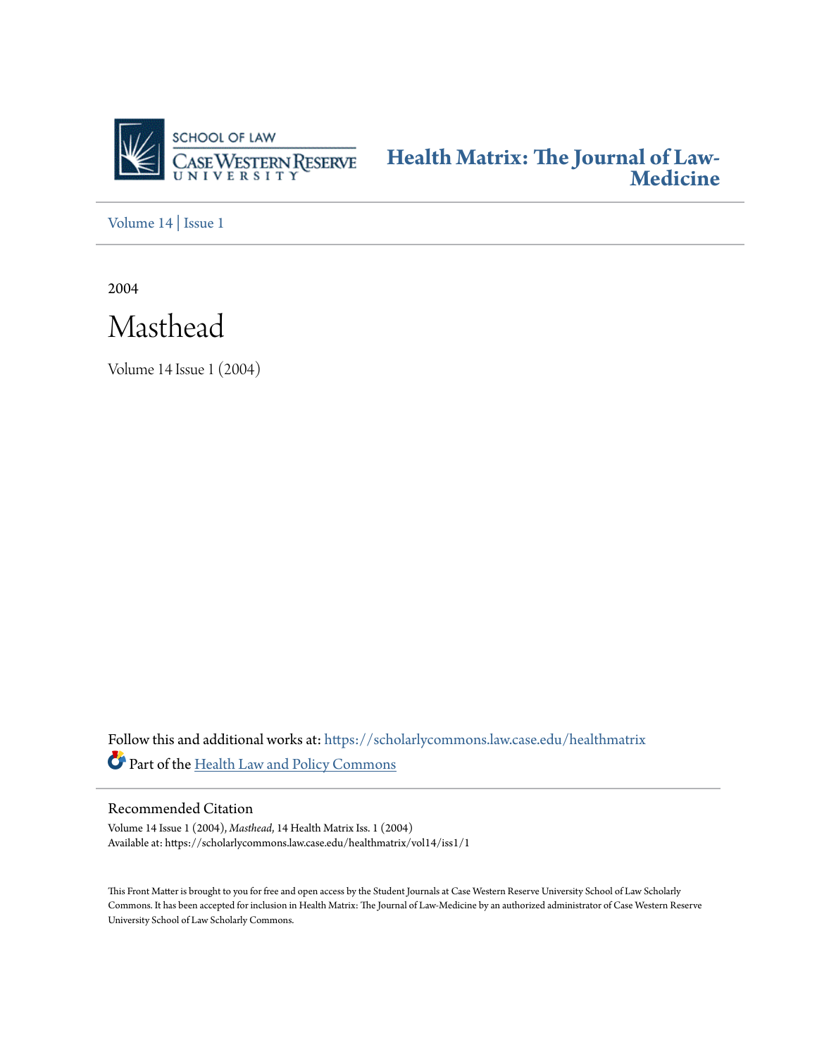SCHOOL OF LAW
CASE WESTERN RESERVE
UNIVERSITY

**Health Matrix: The Journal of Law-Medicine**

Volume 14 | Issue 1

2004

# Masthead

Volume 14 Issue 1 (2004)

Follow this and additional works at: https://scholarlycommons.law.case.edu/healthmatrix

Part of the Health Law and Policy Commons

## Recommended Citation

Volume 14 Issue 1 (2004), *Masthead*, 14 Health Matrix Iss. 1 (2004)
Available at: https://scholarlycommons.law.case.edu/healthmatrix/vol14/iss1/1

This Front Matter is brought to you for free and open access by the Student Journals at Case Western Reserve University School of Law Scholarly Commons. It has been accepted for inclusion in Health Matrix: The Journal of Law-Medicine by an authorized administrator of Case Western Reserve University School of Law Scholarly Commons.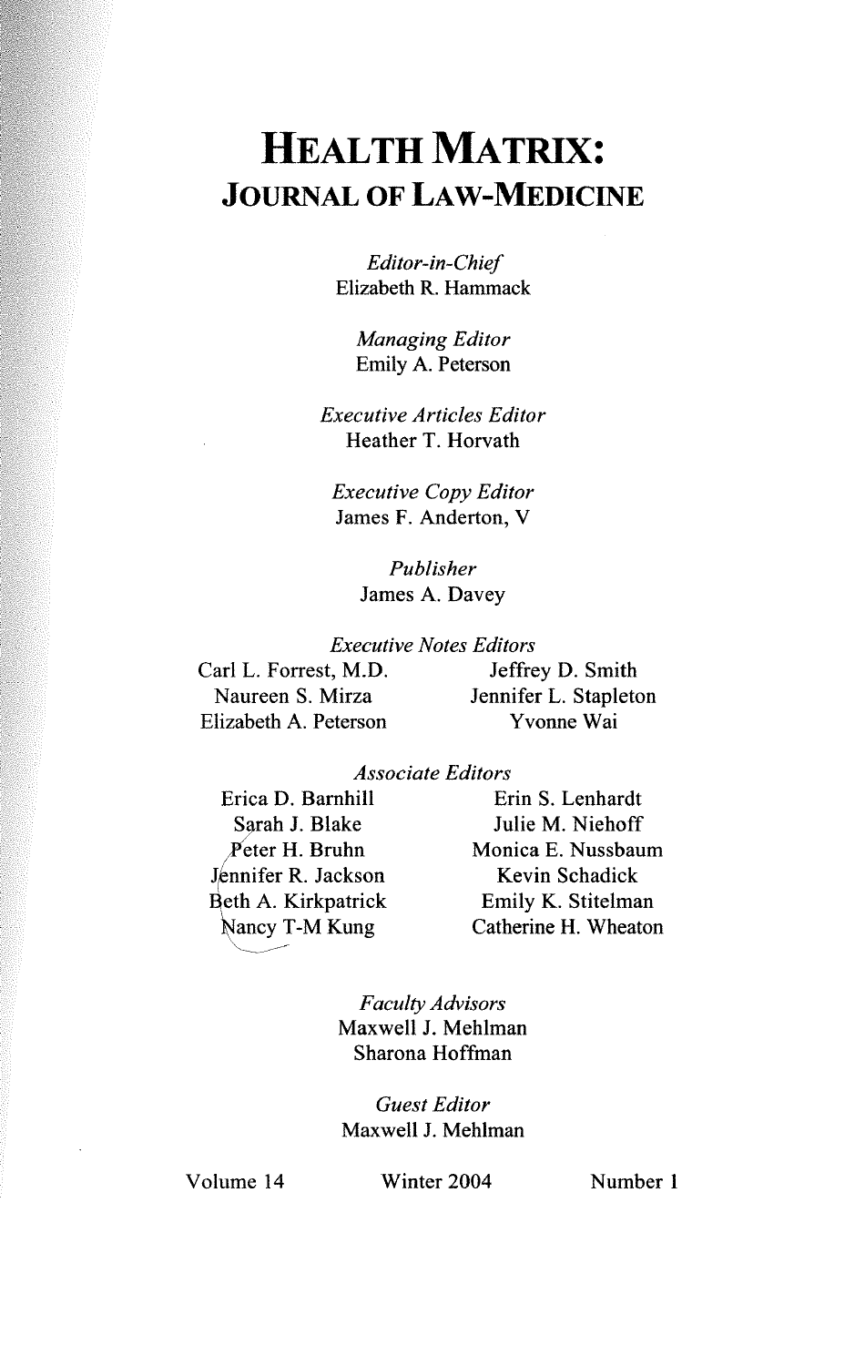# HEALTH MATRIX:
## JOURNAL OF LAW-MEDICINE

*Editor-in-Chief*
Elizabeth R. Hammack

*Managing Editor*
Emily A. Peterson

*Executive Articles Editor*
Heather T. Horvath

*Executive Copy Editor*
James F. Anderton, V

*Publisher*
James A. Davey

*Executive Notes Editors*

Carl L. Forrest, M.D.
Naureen S. Mirza
Elizabeth A. Peterson
Jeffrey D. Smith
Jennifer L. Stapleton
Yvonne Wai

*Associate Editors*

Erica D. Barnhill
Sarah J. Blake
Peter H. Bruhn
Jennifer R. Jackson
Beth A. Kirkpatrick
Nancy T-M Kung
Erin S. Lenhardt
Julie M. Niehoff
Monica E. Nussbaum
Kevin Schadick
Emily K. Stitelman
Catherine H. Wheaton

*Faculty Advisors*
Maxwell J. Mehlman
Sharona Hoffman

*Guest Editor*
Maxwell J. Mehlman

Volume 14 Winter 2004 Number 1